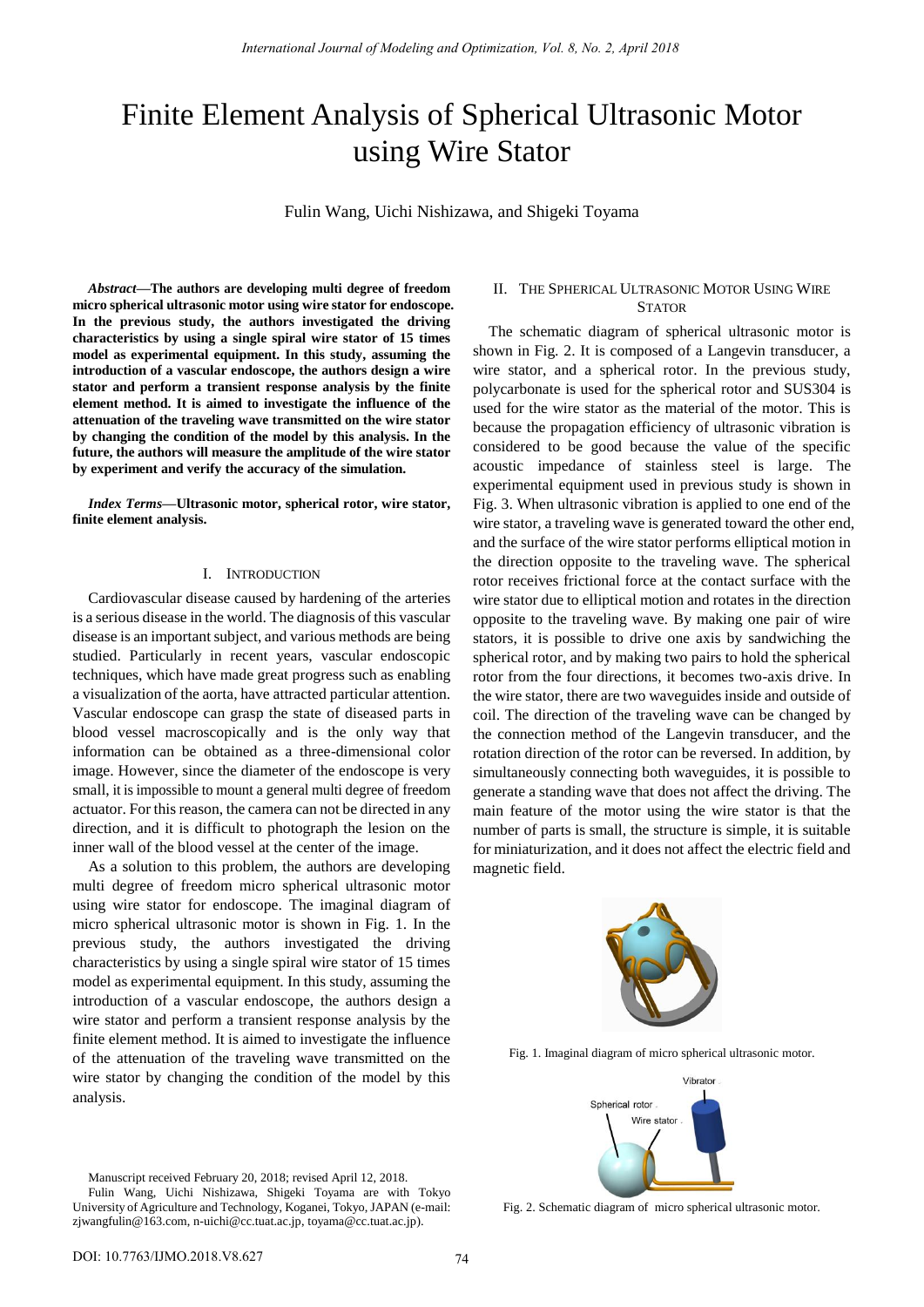# Finite Element Analysis of Spherical Ultrasonic Motor using Wire Stator

Fulin Wang, Uichi Nishizawa, and Shigeki Toyama

***Abstract*—The authors are developing multi degree of freedom micro spherical ultrasonic motor using wire stator for endoscope. In the previous study, the authors investigated the driving characteristics by using a single spiral wire stator of 15 times model as experimental equipment. In this study, assuming the introduction of a vascular endoscope, the authors design a wire stator and perform a transient response analysis by the finite element method. It is aimed to investigate the influence of the attenuation of the traveling wave transmitted on the wire stator by changing the condition of the model by this analysis. In the future, the authors will measure the amplitude of the wire stator by experiment and verify the accuracy of the simulation.**

***Index Terms*—Ultrasonic motor, spherical rotor, wire stator, finite element analysis.**

## I. Introduction

Cardiovascular disease caused by hardening of the arteries is a serious disease in the world. The diagnosis of this vascular disease is an important subject, and various methods are being studied. Particularly in recent years, vascular endoscopic techniques, which have made great progress such as enabling a visualization of the aorta, have attracted particular attention. Vascular endoscope can grasp the state of diseased parts in blood vessel macroscopically and is the only way that information can be obtained as a three-dimensional color image. However, since the diameter of the endoscope is very small, it is impossible to mount a general multi degree of freedom actuator. For this reason, the camera can not be directed in any direction, and it is difficult to photograph the lesion on the inner wall of the blood vessel at the center of the image.

As a solution to this problem, the authors are developing multi degree of freedom micro spherical ultrasonic motor using wire stator for endoscope. The imaginal diagram of micro spherical ultrasonic motor is shown in Fig. 1. In the previous study, the authors investigated the driving characteristics by using a single spiral wire stator of 15 times model as experimental equipment. In this study, assuming the introduction of a vascular endoscope, the authors design a wire stator and perform a transient response analysis by the finite element method. It is aimed to investigate the influence of the attenuation of the traveling wave transmitted on the wire stator by changing the condition of the model by this analysis.

Manuscript received February 20, 2018; revised April 12, 2018.

Fulin Wang, Uichi Nishizawa, Shigeki Toyama are with Tokyo University of Agriculture and Technology, Koganei, Tokyo, JAPAN (e-mail: zjwangfulin@163.com, n-uichi@cc.tuat.ac.jp, toyama@cc.tuat.ac.jp).

## II. The Spherical Ultrasonic Motor Using Wire Stator

The schematic diagram of spherical ultrasonic motor is shown in Fig. 2. It is composed of a Langevin transducer, a wire stator, and a spherical rotor. In the previous study, polycarbonate is used for the spherical rotor and SUS304 is used for the wire stator as the material of the motor. This is because the propagation efficiency of ultrasonic vibration is considered to be good because the value of the specific acoustic impedance of stainless steel is large. The experimental equipment used in previous study is shown in Fig. 3. When ultrasonic vibration is applied to one end of the wire stator, a traveling wave is generated toward the other end, and the surface of the wire stator performs elliptical motion in the direction opposite to the traveling wave. The spherical rotor receives frictional force at the contact surface with the wire stator due to elliptical motion and rotates in the direction opposite to the traveling wave. By making one pair of wire stators, it is possible to drive one axis by sandwiching the spherical rotor, and by making two pairs to hold the spherical rotor from the four directions, it becomes two-axis drive. In the wire stator, there are two waveguides inside and outside of coil. The direction of the traveling wave can be changed by the connection method of the Langevin transducer, and the rotation direction of the rotor can be reversed. In addition, by simultaneously connecting both waveguides, it is possible to generate a standing wave that does not affect the driving. The main feature of the motor using the wire stator is that the number of parts is small, the structure is simple, it is suitable for miniaturization, and it does not affect the electric field and magnetic field.

Fig. 1. Imaginal diagram of micro spherical ultrasonic motor.

Fig. 2. Schematic diagram of micro spherical ultrasonic motor.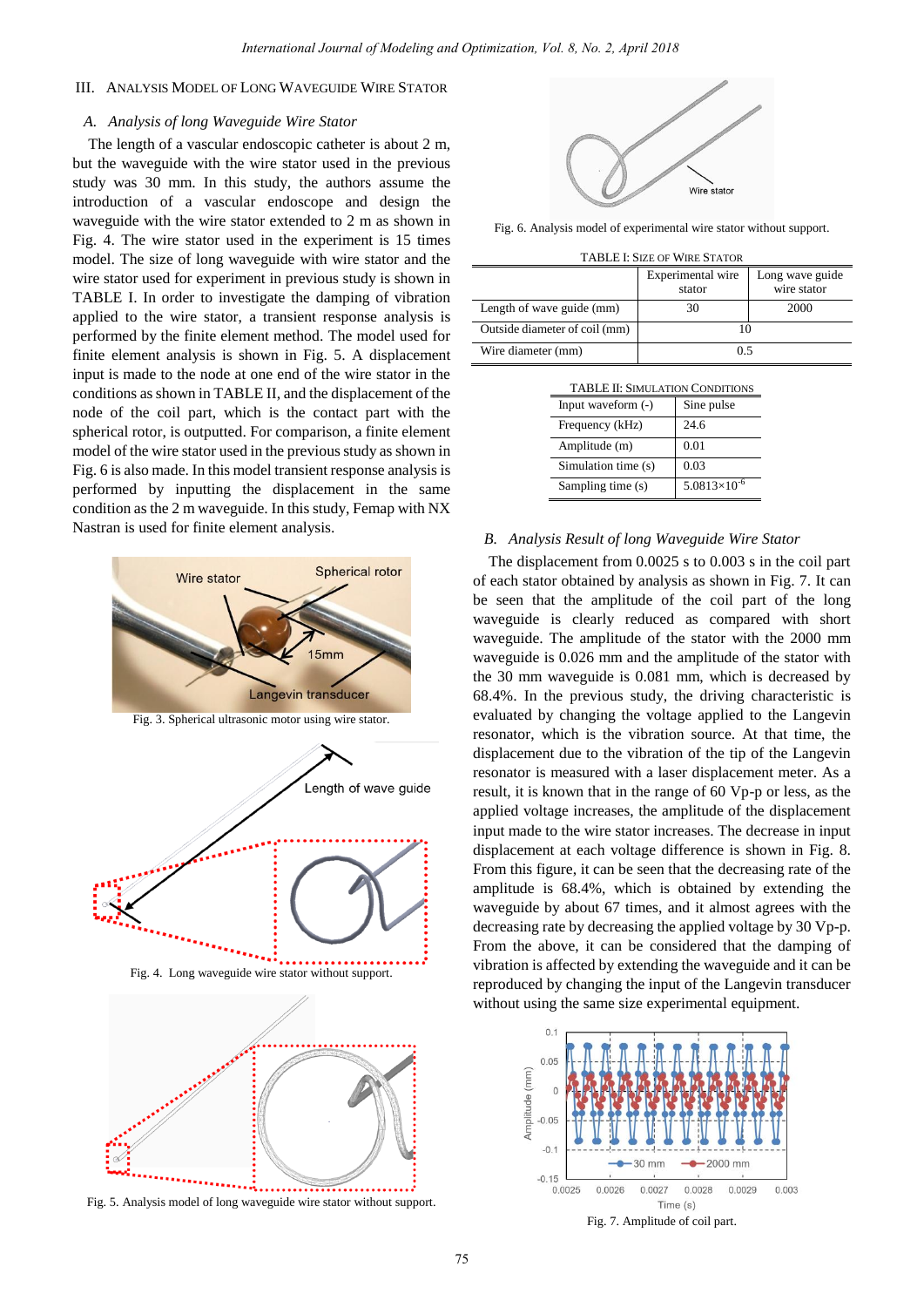## III. Analysis Model of Long Waveguide Wire Stator

### A. Analysis of long Waveguide Wire Stator

The length of a vascular endoscopic catheter is about 2 m, but the waveguide with the wire stator used in the previous study was 30 mm. In this study, the authors assume the introduction of a vascular endoscope and design the waveguide with the wire stator extended to 2 m as shown in Fig. 4. The wire stator used in the experiment is 15 times model. The size of long waveguide with wire stator and the wire stator used for experiment in previous study is shown in TABLE I. In order to investigate the damping of vibration applied to the wire stator, a transient response analysis is performed by the finite element method. The model used for finite element analysis is shown in Fig. 5. A displacement input is made to the node at one end of the wire stator in the conditions as shown in TABLE II, and the displacement of the node of the coil part, which is the contact part with the spherical rotor, is outputted. For comparison, a finite element model of the wire stator used in the previous study as shown in Fig. 6 is also made. In this model transient response analysis is performed by inputting the displacement in the same condition as the 2 m waveguide. In this study, Femap with NX Nastran is used for finite element analysis.

Fig. 3. Spherical ultrasonic motor using wire stator.

Fig. 4. Long waveguide wire stator without support.

Fig. 5. Analysis model of long waveguide wire stator without support.

Fig. 6. Analysis model of experimental wire stator without support.

TABLE I: Size of Wire Stator

| | Experimental wire stator | Long wave guide wire stator |
|---|---|---|
| Length of wave guide (mm) | 30 | 2000 |
| Outside diameter of coil (mm) | 10 | |
| Wire diameter (mm) | 0.5 | |

TABLE II: Simulation Conditions

| | |
|---|---|
| Input waveform (-) | Sine pulse |
| Frequency (kHz) | 24.6 |
| Amplitude (m) | 0.01 |
| Simulation time (s) | 0.03 |
| Sampling time (s) | $5.0813\times10^{-6}$ |

### B. Analysis Result of long Waveguide Wire Stator

The displacement from 0.0025 s to 0.003 s in the coil part of each stator obtained by analysis as shown in Fig. 7. It can be seen that the amplitude of the coil part of the long waveguide is clearly reduced as compared with short waveguide. The amplitude of the stator with the 2000 mm waveguide is 0.026 mm and the amplitude of the stator with the 30 mm waveguide is 0.081 mm, which is decreased by 68.4%. In the previous study, the driving characteristic is evaluated by changing the voltage applied to the Langevin resonator, which is the vibration source. At that time, the displacement due to the vibration of the tip of the Langevin resonator is measured with a laser displacement meter. As a result, it is known that in the range of 60 Vp-p or less, as the applied voltage increases, the amplitude of the displacement input made to the wire stator increases. The decrease in input displacement at each voltage difference is shown in Fig. 8. From this figure, it can be seen that the decreasing rate of the amplitude is 68.4%, which is obtained by extending the waveguide by about 67 times, and it almost agrees with the decreasing rate by decreasing the applied voltage by 30 Vp-p. From the above, it can be considered that the damping of vibration is affected by extending the waveguide and it can be reproduced by changing the input of the Langevin transducer without using the same size experimental equipment.

Fig. 7. Amplitude of coil part.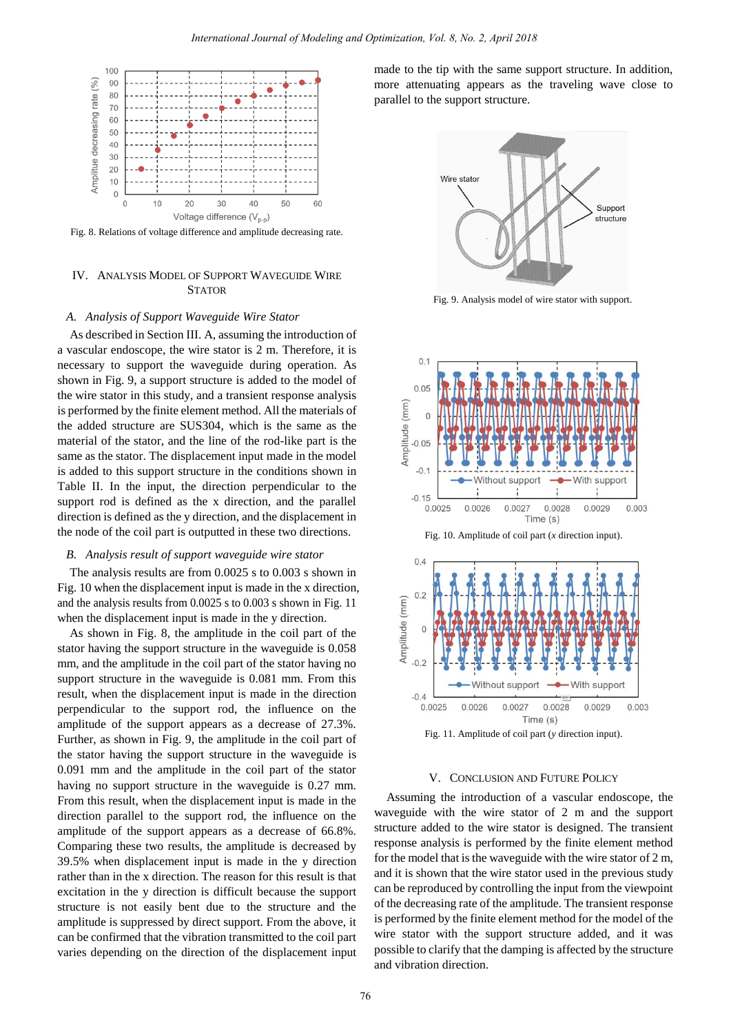Fig. 8. Relations of voltage difference and amplitude decreasing rate.

## IV. Analysis Model of Support Waveguide Wire Stator

### A. Analysis of Support Waveguide Wire Stator

As described in Section III. A, assuming the introduction of a vascular endoscope, the wire stator is 2 m. Therefore, it is necessary to support the waveguide during operation. As shown in Fig. 9, a support structure is added to the model of the wire stator in this study, and a transient response analysis is performed by the finite element method. All the materials of the added structure are SUS304, which is the same as the material of the stator, and the line of the rod-like part is the same as the stator. The displacement input made in the model is added to this support structure in the conditions shown in Table II. In the input, the direction perpendicular to the support rod is defined as the x direction, and the parallel direction is defined as the y direction, and the displacement in the node of the coil part is outputted in these two directions.

### B. Analysis result of support waveguide wire stator

The analysis results are from 0.0025 s to 0.003 s shown in Fig. 10 when the displacement input is made in the x direction, and the analysis results from 0.0025 s to 0.003 s shown in Fig. 11 when the displacement input is made in the y direction.

As shown in Fig. 8, the amplitude in the coil part of the stator having the support structure in the waveguide is 0.058 mm, and the amplitude in the coil part of the stator having no support structure in the waveguide is 0.081 mm. From this result, when the displacement input is made in the direction perpendicular to the support rod, the influence on the amplitude of the support appears as a decrease of 27.3%. Further, as shown in Fig. 9, the amplitude in the coil part of the stator having the support structure in the waveguide is 0.091 mm and the amplitude in the coil part of the stator having no support structure in the waveguide is 0.27 mm. From this result, when the displacement input is made in the direction parallel to the support rod, the influence on the amplitude of the support appears as a decrease of 66.8%. Comparing these two results, the amplitude is decreased by 39.5% when displacement input is made in the y direction rather than in the x direction. The reason for this result is that excitation in the y direction is difficult because the support structure is not easily bent due to the structure and the amplitude is suppressed by direct support. From the above, it can be confirmed that the vibration transmitted to the coil part varies depending on the direction of the displacement input made to the tip with the same support structure. In addition, more attenuating appears as the traveling wave close to parallel to the support structure.

Fig. 9. Analysis model of wire stator with support.

Fig. 10. Amplitude of coil part (*x* direction input).

Fig. 11. Amplitude of coil part (*y* direction input).

## V. Conclusion and Future Policy

Assuming the introduction of a vascular endoscope, the waveguide with the wire stator of 2 m and the support structure added to the wire stator is designed. The transient response analysis is performed by the finite element method for the model that is the waveguide with the wire stator of 2 m, and it is shown that the wire stator used in the previous study can be reproduced by controlling the input from the viewpoint of the decreasing rate of the amplitude. The transient response is performed by the finite element method for the model of the wire stator with the support structure added, and it was possible to clarify that the damping is affected by the structure and vibration direction.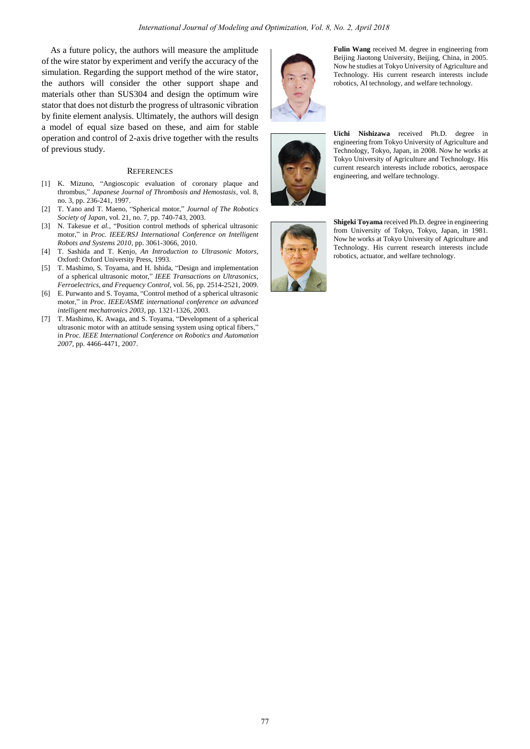As a future policy, the authors will measure the amplitude of the wire stator by experiment and verify the accuracy of the simulation. Regarding the support method of the wire stator, the authors will consider the other support shape and materials other than SUS304 and design the optimum wire stator that does not disturb the progress of ultrasonic vibration by finite element analysis. Ultimately, the authors will design a model of equal size based on these, and aim for stable operation and control of 2-axis drive together with the results of previous study.

## References

[1] K. Mizuno, "Angioscopic evaluation of coronary plaque and thrombus," *Japanese Journal of Thrombosis and Hemostasis*, vol. 8, no. 3, pp. 236-241, 1997.

[2] T. Yano and T. Maeno, "Spherical motor," *Journal of The Robotics Society of Japan*, vol. 21, no. 7, pp. 740-743, 2003.

[3] N. Takesue *et al.*, "Position control methods of spherical ultrasonic motor," in *Proc. IEEE/RSJ International Conference on Intelligent Robots and Systems 2010*, pp. 3061-3066, 2010.

[4] T. Sashida and T. Kenjo, *An Introduction to Ultrasonic Motors*, Oxford: Oxford University Press, 1993.

[5] T. Mashimo, S. Toyama, and H. Ishida, "Design and implementation of a spherical ultrasonic motor," *IEEE Transactions on Ultrasonics, Ferroelectrics, and Frequency Control*, vol. 56, pp. 2514-2521, 2009.

[6] E. Purwanto and S. Toyama, "Control method of a spherical ultrasonic motor," in *Proc. IEEE/ASME international conference on advanced intelligent mechatronics 2003*, pp. 1321-1326, 2003.

[7] T. Mashimo, K. Awaga, and S. Toyama, "Development of a spherical ultrasonic motor with an attitude sensing system using optical fibers," in *Proc. IEEE International Conference on Robotics and Automation 2007*, pp. 4466-4471, 2007.

**Fulin Wang** received M. degree in engineering from Beijing Jiaotong University, Beijing, China, in 2005. Now he studies at Tokyo University of Agriculture and Technology. His current research interests include robotics, AI technology, and welfare technology.

**Uichi Nishizawa** received Ph.D. degree in engineering from Tokyo University of Agriculture and Technology, Tokyo, Japan, in 2008. Now he works at Tokyo University of Agriculture and Technology. His current research interests include robotics, aerospace engineering, and welfare technology.

**Shigeki Toyama** received Ph.D. degree in engineering from University of Tokyo, Tokyo, Japan, in 1981. Now he works at Tokyo University of Agriculture and Technology. His current research interests include robotics, actuator, and welfare technology.